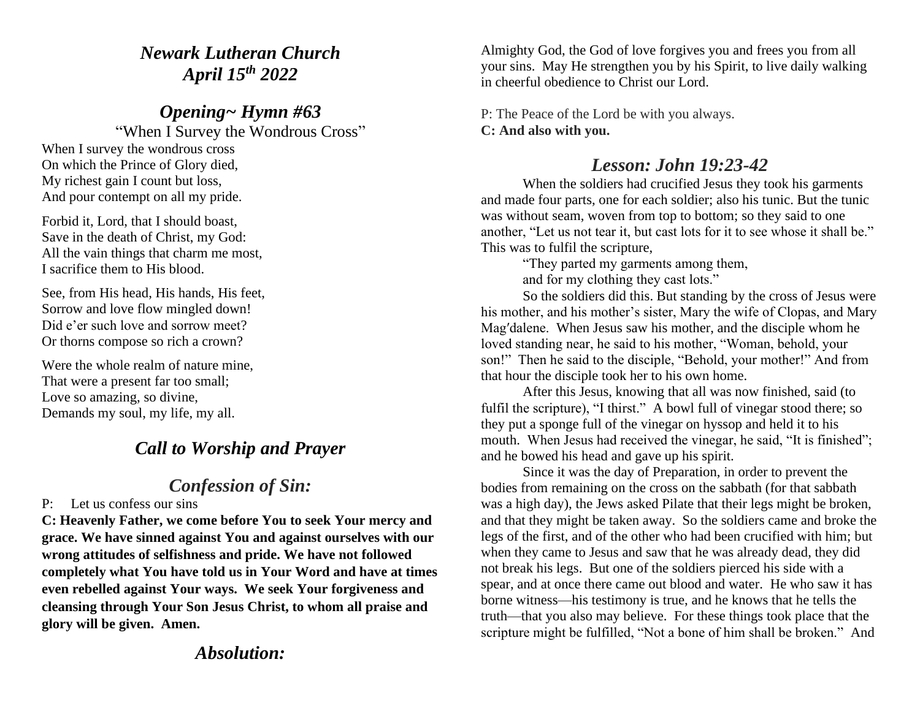# *Newark Lutheran Church*
# *April 15th 2022*

## *Opening~ Hymn #63*

"When I Survey the Wondrous Cross"

When I survey the wondrous cross
On which the Prince of Glory died,
My richest gain I count but loss,
And pour contempt on all my pride.

Forbid it, Lord, that I should boast,
Save in the death of Christ, my God:
All the vain things that charm me most,
I sacrifice them to His blood.

See, from His head, His hands, His feet,
Sorrow and love flow mingled down!
Did e'er such love and sorrow meet?
Or thorns compose so rich a crown?

Were the whole realm of nature mine,
That were a present far too small;
Love so amazing, so divine,
Demands my soul, my life, my all.

## *Call to Worship and Prayer*

## *Confession of Sin:*

P: Let us confess our sins

**C: Heavenly Father, we come before You to seek Your mercy and grace. We have sinned against You and against ourselves with our wrong attitudes of selfishness and pride. We have not followed completely what You have told us in Your Word and have at times even rebelled against Your ways. We seek Your forgiveness and cleansing through Your Son Jesus Christ, to whom all praise and glory will be given. Amen.**

## *Absolution:*

Almighty God, the God of love forgives you and frees you from all your sins. May He strengthen you by his Spirit, to live daily walking in cheerful obedience to Christ our Lord.

P: The Peace of the Lord be with you always.
**C: And also with you.**

## *Lesson: John 19:23-42*

When the soldiers had crucified Jesus they took his garments and made four parts, one for each soldier; also his tunic. But the tunic was without seam, woven from top to bottom; so they said to one another, "Let us not tear it, but cast lots for it to see whose it shall be." This was to fulfil the scripture,

"They parted my garments among them,
and for my clothing they cast lots."

So the soldiers did this. But standing by the cross of Jesus were his mother, and his mother's sister, Mary the wife of Clopas, and Mary Mag′dalene. When Jesus saw his mother, and the disciple whom he loved standing near, he said to his mother, "Woman, behold, your son!" Then he said to the disciple, "Behold, your mother!" And from that hour the disciple took her to his own home.

After this Jesus, knowing that all was now finished, said (to fulfil the scripture), "I thirst." A bowl full of vinegar stood there; so they put a sponge full of the vinegar on hyssop and held it to his mouth. When Jesus had received the vinegar, he said, "It is finished"; and he bowed his head and gave up his spirit.

Since it was the day of Preparation, in order to prevent the bodies from remaining on the cross on the sabbath (for that sabbath was a high day), the Jews asked Pilate that their legs might be broken, and that they might be taken away. So the soldiers came and broke the legs of the first, and of the other who had been crucified with him; but when they came to Jesus and saw that he was already dead, they did not break his legs. But one of the soldiers pierced his side with a spear, and at once there came out blood and water. He who saw it has borne witness—his testimony is true, and he knows that he tells the truth—that you also may believe. For these things took place that the scripture might be fulfilled, "Not a bone of him shall be broken." And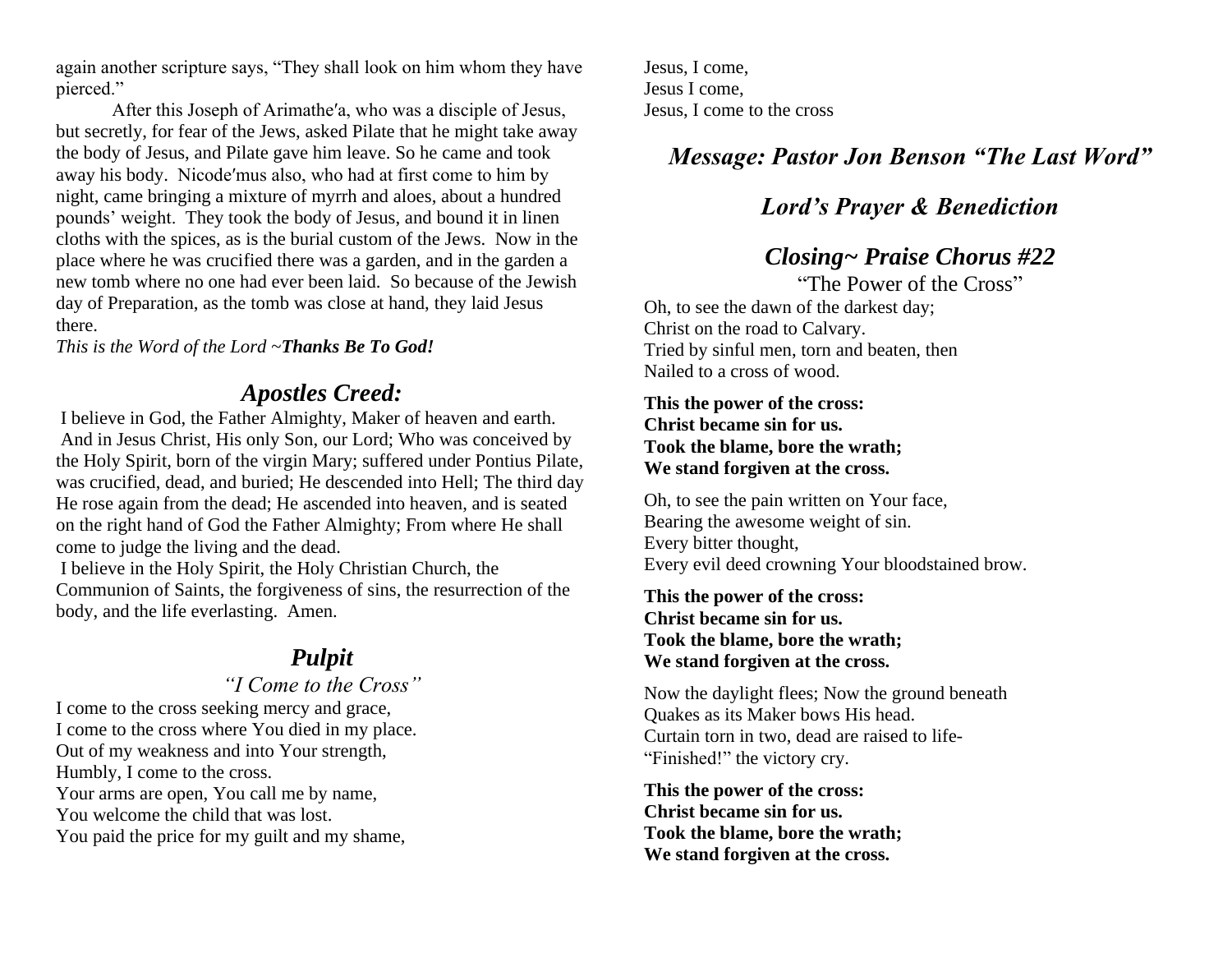again another scripture says, "They shall look on him whom they have pierced."

After this Joseph of Arimathe′a, who was a disciple of Jesus, but secretly, for fear of the Jews, asked Pilate that he might take away the body of Jesus, and Pilate gave him leave. So he came and took away his body. Nicode′mus also, who had at first come to him by night, came bringing a mixture of myrrh and aloes, about a hundred pounds' weight. They took the body of Jesus, and bound it in linen cloths with the spices, as is the burial custom of the Jews. Now in the place where he was crucified there was a garden, and in the garden a new tomb where no one had ever been laid. So because of the Jewish day of Preparation, as the tomb was close at hand, they laid Jesus there.

*This is the Word of the Lord ~**Thanks Be To God!***

## *Apostles Creed:*

I believe in God, the Father Almighty, Maker of heaven and earth. And in Jesus Christ, His only Son, our Lord; Who was conceived by the Holy Spirit, born of the virgin Mary; suffered under Pontius Pilate, was crucified, dead, and buried; He descended into Hell; The third day He rose again from the dead; He ascended into heaven, and is seated on the right hand of God the Father Almighty; From where He shall come to judge the living and the dead.

I believe in the Holy Spirit, the Holy Christian Church, the Communion of Saints, the forgiveness of sins, the resurrection of the body, and the life everlasting. Amen.

## *Pulpit*

*"I Come to the Cross"*

I come to the cross seeking mercy and grace,
I come to the cross where You died in my place.
Out of my weakness and into Your strength,
Humbly, I come to the cross.
Your arms are open, You call me by name,
You welcome the child that was lost.
You paid the price for my guilt and my shame,
Jesus, I come,
Jesus I come,
Jesus, I come to the cross

## *Message: Pastor Jon Benson "The Last Word"*

## *Lord's Prayer & Benediction*

## *Closing~ Praise Chorus #22*

"The Power of the Cross"

Oh, to see the dawn of the darkest day;
Christ on the road to Calvary.
Tried by sinful men, torn and beaten, then
Nailed to a cross of wood.

**This the power of the cross:**
**Christ became sin for us.**
**Took the blame, bore the wrath;**
**We stand forgiven at the cross.**

Oh, to see the pain written on Your face,
Bearing the awesome weight of sin.
Every bitter thought,
Every evil deed crowning Your bloodstained brow.

**This the power of the cross:**
**Christ became sin for us.**
**Took the blame, bore the wrath;**
**We stand forgiven at the cross.**

Now the daylight flees; Now the ground beneath
Quakes as its Maker bows His head.
Curtain torn in two, dead are raised to life-
"Finished!" the victory cry.

**This the power of the cross:**
**Christ became sin for us.**
**Took the blame, bore the wrath;**
**We stand forgiven at the cross.**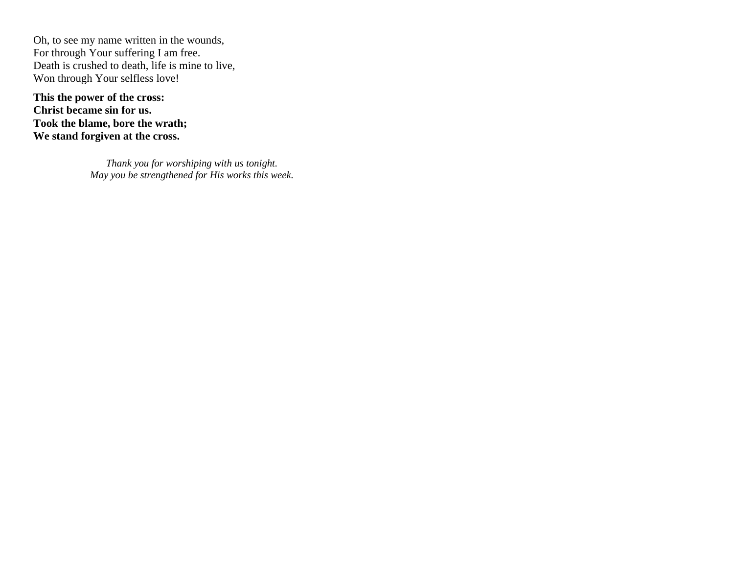Oh, to see my name written in the wounds,
For through Your suffering I am free.
Death is crushed to death, life is mine to live,
Won through Your selfless love!

**This the power of the cross:**
**Christ became sin for us.**
**Took the blame, bore the wrath;**
**We stand forgiven at the cross.**

*Thank you for worshiping with us tonight.*
*May you be strengthened for His works this week.*